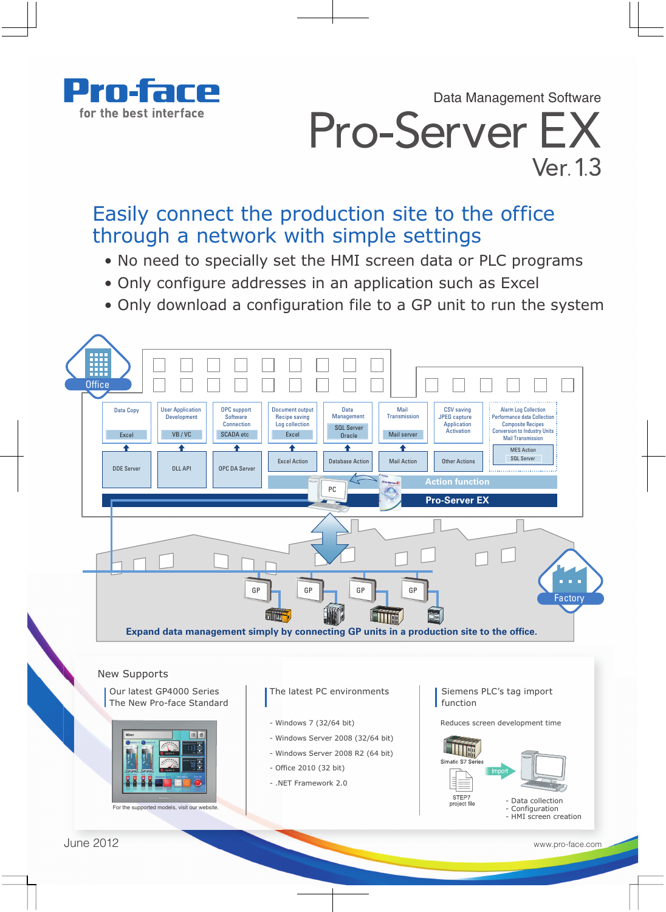Pro-face
for the best interface

Data Management Software

# Pro-Server EX

Ver. 1.3

## Easily connect the production site to the office through a network with simple settings

- No need to specially set the HMI screen data or PLC programs
- Only configure addresses in an application such as Excel
- Only download a configuration file to a GP unit to run the system

Office

Data Copy
Excel
DDE Server

User Application Development
VB / VC
DLL API

OPC support Software Connection
SCADA etc
OPC DA Server

Document output
Recipe saving
Log collection
Excel
Excel Action

Data Management
SQL Server
Oracle
Database Action

Mail Transmission
Mail server
Mail Action

CSV saving
JPEG capture
Application Activation
Other Actions

Alarm Log Collection
Performance data Collection
Composite Recipes
Conversion to Industry Units
Mail Transmission
MES Action
SQL Server

PC

Action function

Pro-Server EX

GP GP GP GP

Factory

Expand data management simply by connecting GP units in a production site to the office.

## New Supports

**Our latest GP4000 Series**
**The New Pro-face Standard**

For the supported models, visit our website.

**The latest PC environments**

- Windows 7 (32/64 bit)
- Windows Server 2008 (32/64 bit)
- Windows Server 2008 R2 (64 bit)
- Office 2010 (32 bit)
- .NET Framework 2.0

**Siemens PLC's tag import function**

Reduces screen development time

Simatic S7 Series

STEP7 project file

Import

- Data collection
- Configuration
- HMI screen creation

June 2012

www.pro-face.com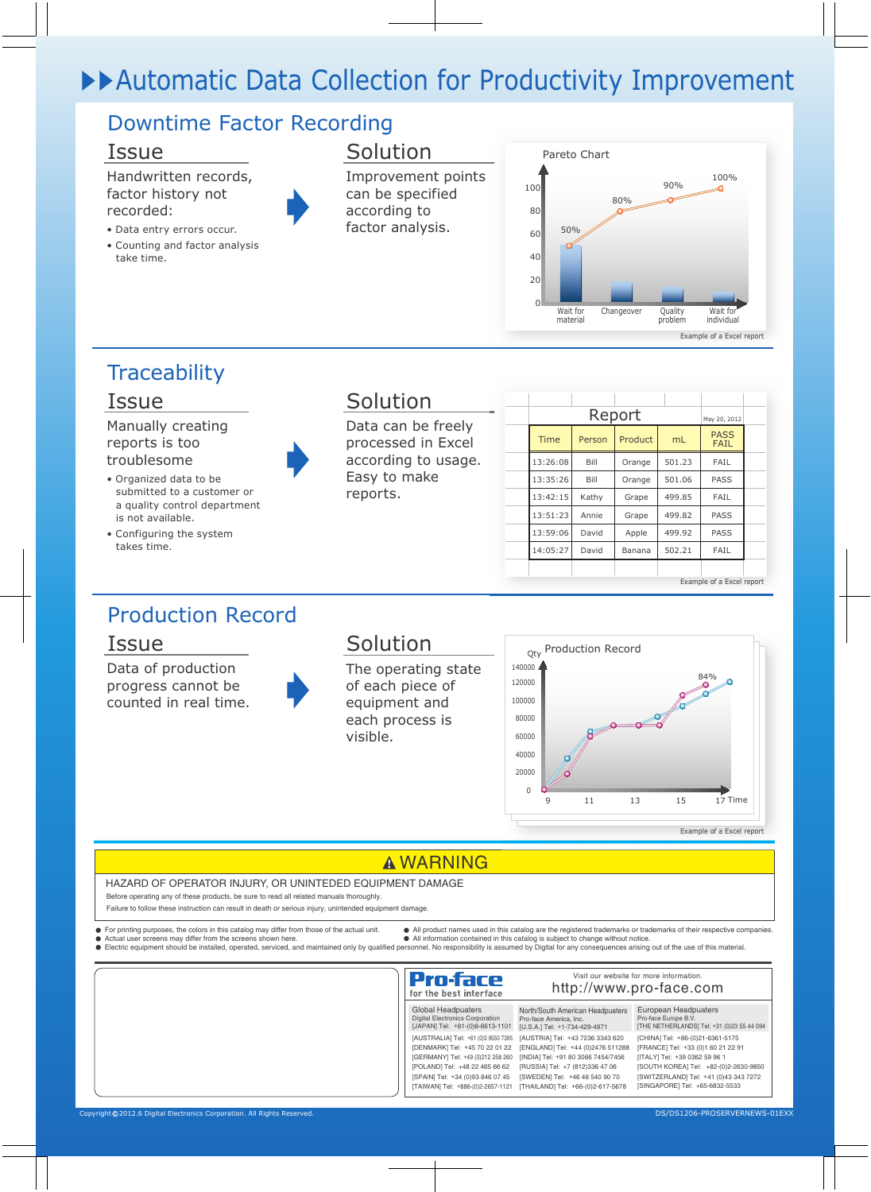# ▶▶Automatic Data Collection for Productivity Improvement

## Downtime Factor Recording

### Issue

Handwritten records, factor history not recorded:

- Data entry errors occur.
- Counting and factor analysis take time.

### Solution

Improvement points can be specified according to factor analysis.

Pareto Chart

100
80
60
40
20
0

50%
80%
90%
100%

Wait for material
Changeover
Quality problem
Wait for individual

Example of a Excel report

## Traceability

### Issue

Manually creating reports is too troublesome

- Organized data to be submitted to a customer or a quality control department is not available.
- Configuring the system takes time.

### Solution

Data can be freely processed in Excel according to usage. Easy to make reports.

Report — May 20, 2012

| Time | Person | Product | mL | PASS FAIL |
|---|---|---|---|---|
| 13:26:08 | Bill | Orange | 501.23 | FAIL |
| 13:35:26 | Bill | Orange | 501.06 | PASS |
| 13:42:15 | Kathy | Grape | 499.85 | FAIL |
| 13:51:23 | Annie | Grape | 499.82 | PASS |
| 13:59:06 | David | Apple | 499.92 | PASS |
| 14:05:27 | David | Banana | 502.21 | FAIL |

Example of a Excel report

## Production Record

### Issue

Data of production progress cannot be counted in real time.

### Solution

The operating state of each piece of equipment and each process is visible.

Production Record

Qty

140000
120000
100000
80000
60000
40000
20000
0

84%

9
11
13
15
17 Time

Example of a Excel report

## ⚠ WARNING

HAZARD OF OPERATOR INJURY, OR UNINTENDED EQUIPMENT DAMAGE

Before operating any of these products, be sure to read all related manuals thoroughly.

Failure to follow these instruction can result in death or serious injury, unintended equipment damage.

- For printing purposes, the colors in this catalog may differ from those of the actual unit.
- Actual user screens may differ from the screens shown here.
- Electric equipment should be installed, operated, serviced, and maintained only by qualified personnel. No responsibility is assumed by Digital for any consequences arising out of the use of this material.
- All product names used in this catalog are the registered trademarks or trademarks of their respective companies.
- All information contained in this catalog is subject to change without notice.

**Pro-face** for the best interface

Visit our website for more information.
http://www.pro-face.com

Global Headquarters
Digital Electronics Corporation
[JAPAN] Tel: +81-(0)6-6613-1101

North/South American Headquarters
Pro-face America, Inc.
[U.S.A.] Tel: +1-734-429-4971

European Headquarters
Pro-face Europe B.V.
[THE NETHERLANDS] Tel: +31 (0)23 55 44 094

[AUSTRALIA] Tel: +61 (0)3 9550 7395
[DENMARK] Tel: +45 70 22 01 22
[GERMANY] Tel: +49 (0)212 258 260
[POLAND] Tel: +48 22 465 66 62
[SPAIN] Tel: +34 (0)93 846 07 45
[TAIWAN] Tel: +886-(0)2-2657-1121

[AUSTRIA] Tel: +43 7236 3343 620
[ENGLAND] Tel: +44 (0)2476 511288
[INDIA] Tel: +91 80 3066 7454/7456
[RUSSIA] Tel: +7 (812)336 47 06
[SWEDEN] Tel: +46 46 540 90 70
[THAILAND] Tel: +66-(0)2-617-5678

[CHINA] Tel: +86-(0)21-6361-5175
[FRANCE] Tel: +33 (0)1 60 21 22 91
[ITALY] Tel: +39 0362 59 96 1
[SOUTH KOREA] Tel: +82-(0)2-2630-9850
[SWITZERLAND] Tel: +41 (0)43 343 7272
[SINGAPORE] Tel: +65-6832-5533

Copyright © 2012.6 Digital Electronics Corporation. All Rights Reserved.

DS/DS1206-PROSERVERNEWS-01EXX